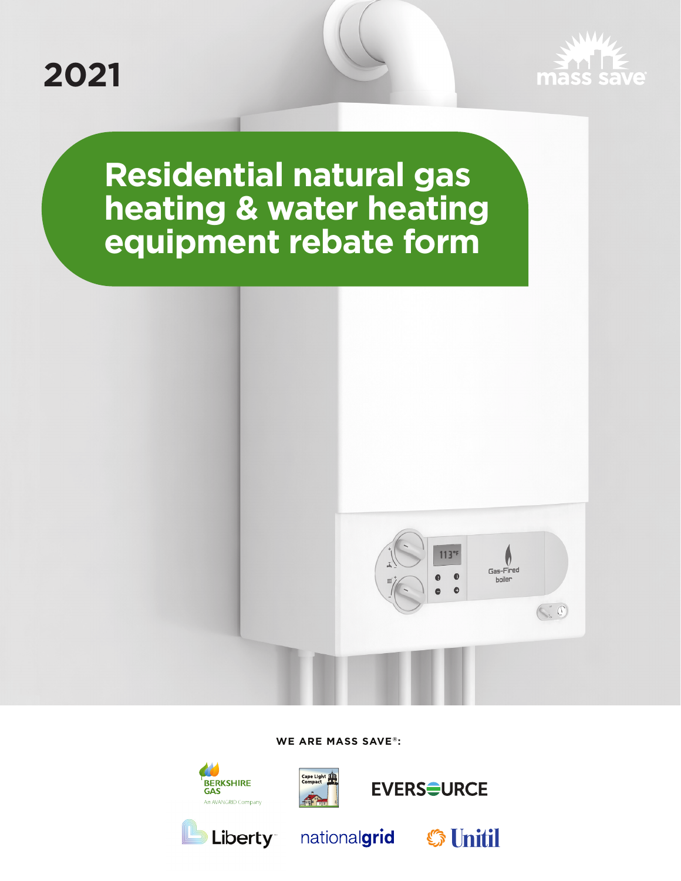2021

# Residential natural gas heating & water heating equipment rebate form

WE ARE MASS SAVE®:

Berkshire Gas, An AVANGRID Company

Cape Light Compact

Eversource

Liberty

nationalgrid

Unitil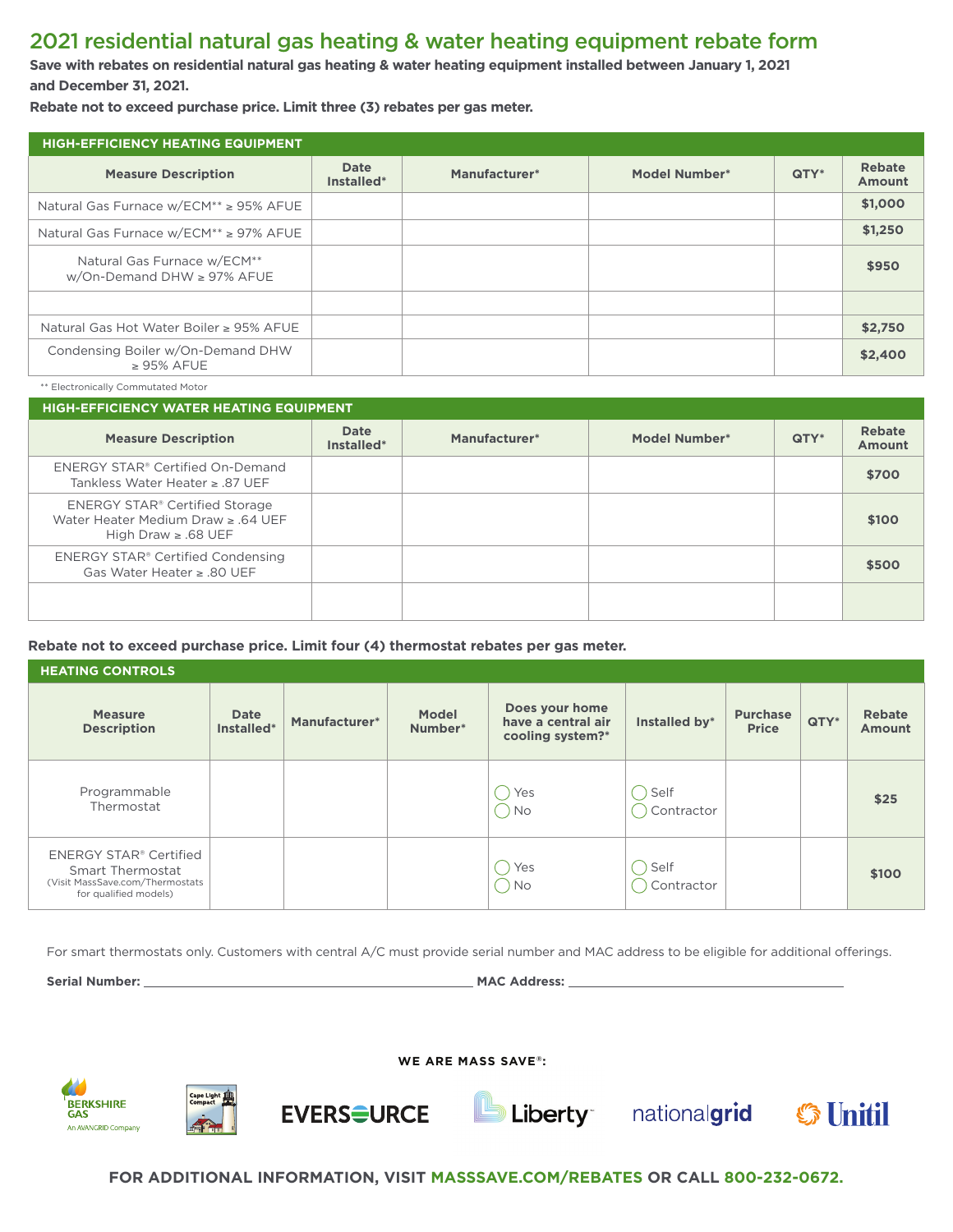# 2021 residential natural gas heating & water heating equipment rebate form

**Save with rebates on residential natural gas heating & water heating equipment installed between January 1, 2021 and December 31, 2021.**

**Rebate not to exceed purchase price. Limit three (3) rebates per gas meter.**

## HIGH-EFFICIENCY HEATING EQUIPMENT

| Measure Description | Date Installed* | Manufacturer* | Model Number* | QTY* | Rebate Amount |
|---|---|---|---|---|---|
| Natural Gas Furnace w/ECM** ≥ 95% AFUE | | | | | **$1,000** |
| Natural Gas Furnace w/ECM** ≥ 97% AFUE | | | | | **$1,250** |
| Natural Gas Furnace w/ECM** w/On-Demand DHW ≥ 97% AFUE | | | | | **$950** |
| | | | | | |
| Natural Gas Hot Water Boiler ≥ 95% AFUE | | | | | **$2,750** |
| Condensing Boiler w/On-Demand DHW ≥ 95% AFUE | | | | | **$2,400** |

** Electronically Commutated Motor

## HIGH-EFFICIENCY WATER HEATING EQUIPMENT

| Measure Description | Date Installed* | Manufacturer* | Model Number* | QTY* | Rebate Amount |
|---|---|---|---|---|---|
| ENERGY STAR® Certified On-Demand Tankless Water Heater ≥ .87 UEF | | | | | **$700** |
| ENERGY STAR® Certified Storage Water Heater Medium Draw ≥ .64 UEF High Draw ≥ .68 UEF | | | | | **$100** |
| ENERGY STAR® Certified Condensing Gas Water Heater ≥ .80 UEF | | | | | **$500** |
| | | | | | |

**Rebate not to exceed purchase price. Limit four (4) thermostat rebates per gas meter.**

## HEATING CONTROLS

| Measure Description | Date Installed* | Manufacturer* | Model Number* | Does your home have a central air cooling system?* | Installed by* | Purchase Price | QTY* | Rebate Amount |
|---|---|---|---|---|---|---|---|---|
| Programmable Thermostat | | | | ◯ Yes ◯ No | ◯ Self ◯ Contractor | | | **$25** |
| ENERGY STAR® Certified Smart Thermostat (Visit MassSave.com/Thermostats for qualified models) | | | | ◯ Yes ◯ No | ◯ Self ◯ Contractor | | | **$100** |

For smart thermostats only. Customers with central A/C must provide serial number and MAC address to be eligible for additional offerings.

**Serial Number:** ______________________ **MAC Address:** ______________________

**WE ARE MASS SAVE®:**

Berkshire Gas (An AVANGRID Company), Cape Light Compact, Eversource, Liberty, nationalgrid, Unitil

**FOR ADDITIONAL INFORMATION, VISIT MASSSAVE.COM/REBATES OR CALL 800-232-0672.**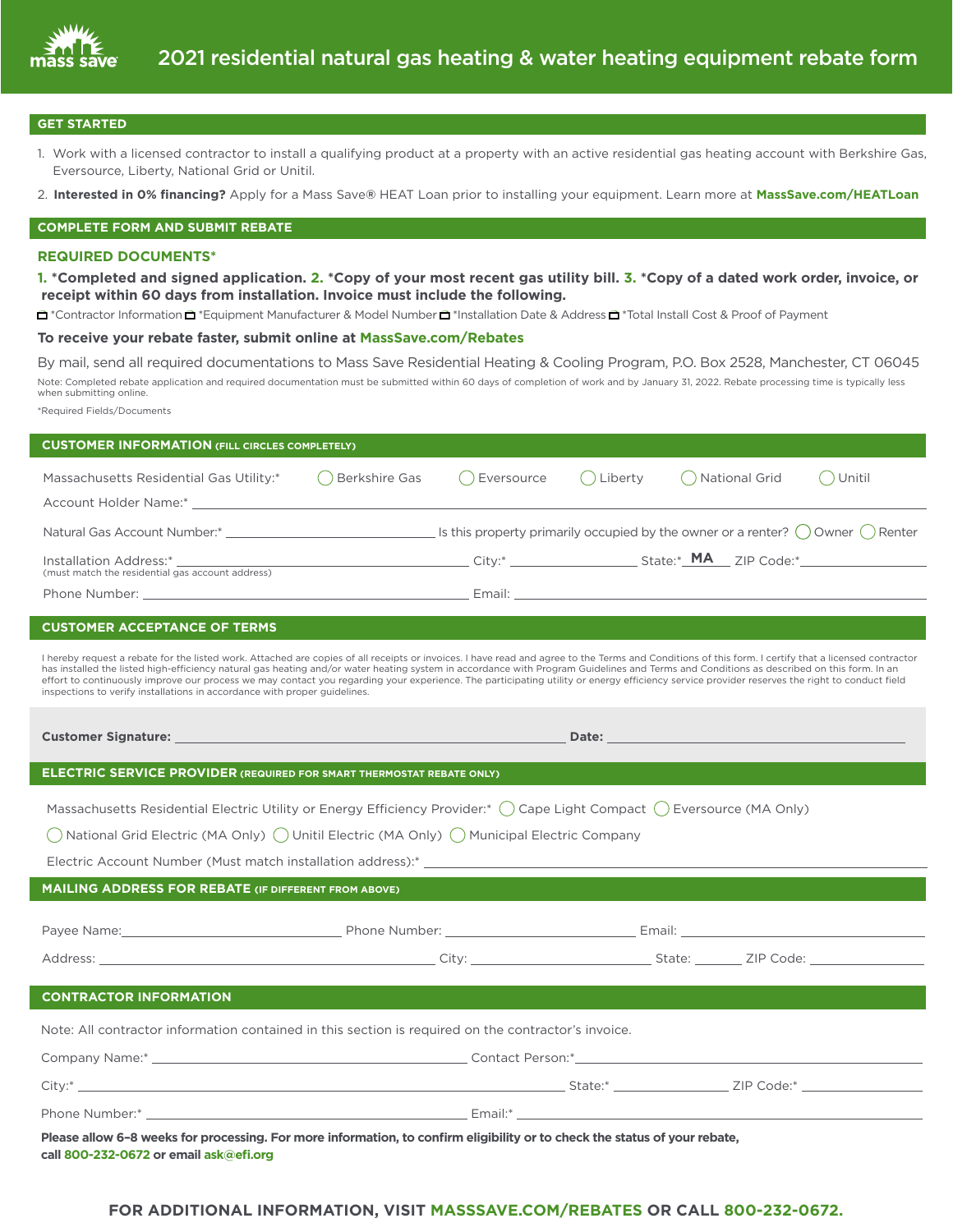# 2021 residential natural gas heating & water heating equipment rebate form

## GET STARTED

1. Work with a licensed contractor to install a qualifying product at a property with an active residential gas heating account with Berkshire Gas, Eversource, Liberty, National Grid or Unitil.
2. **Interested in 0% financing?** Apply for a Mass Save® HEAT Loan prior to installing your equipment. Learn more at **MassSave.com/HEATLoan**

## COMPLETE FORM AND SUBMIT REBATE

### REQUIRED DOCUMENTS*

**1. *Completed and signed application. 2. *Copy of your most recent gas utility bill. 3. *Copy of a dated work order, invoice, or receipt within 60 days from installation. Invoice must include the following.**

☐ *Contractor Information ☐ *Equipment Manufacturer & Model Number ☐ *Installation Date & Address ☐ *Total Install Cost & Proof of Payment

**To receive your rebate faster, submit online at MassSave.com/Rebates**

By mail, send all required documentations to Mass Save Residential Heating & Cooling Program, P.O. Box 2528, Manchester, CT 06045

Note: Completed rebate application and required documentation must be submitted within 60 days of completion of work and by January 31, 2022. Rebate processing time is typically less when submitting online.

*Required Fields/Documents

## CUSTOMER INFORMATION (FILL CIRCLES COMPLETELY)

Massachusetts Residential Gas Utility:* ◯ Berkshire Gas ◯ Eversource ◯ Liberty ◯ National Grid ◯ Unitil

Account Holder Name:* ______________________________

Natural Gas Account Number:* ______________________ Is this property primarily occupied by the owner or a renter? ◯ Owner ◯ Renter

Installation Address:* ______________________ City:* ______________ State:* MA ZIP Code:* ______________
(must match the residential gas account address)

Phone Number: ______________________ Email: ______________________

## CUSTOMER ACCEPTANCE OF TERMS

I hereby request a rebate for the listed work. Attached are copies of all receipts or invoices. I have read and agree to the Terms and Conditions of this form. I certify that a licensed contractor has installed the listed high-efficiency natural gas heating and/or water heating system in accordance with Program Guidelines and Terms and Conditions as described on this form. In an effort to continuously improve our process we may contact you regarding your experience. The participating utility or energy efficiency service provider reserves the right to conduct field inspections to verify installations in accordance with proper guidelines.

**Customer Signature:** ______________________ **Date:** ______________

## ELECTRIC SERVICE PROVIDER (REQUIRED FOR SMART THERMOSTAT REBATE ONLY)

Massachusetts Residential Electric Utility or Energy Efficiency Provider:* ◯ Cape Light Compact ◯ Eversource (MA Only) ◯ National Grid Electric (MA Only) ◯ Unitil Electric (MA Only) ◯ Municipal Electric Company

Electric Account Number (Must match installation address):* ______________________

## MAILING ADDRESS FOR REBATE (IF DIFFERENT FROM ABOVE)

Payee Name: ______________ Phone Number: ______________ Email: ______________

Address: ______________________ City: ______________ State: ______ ZIP Code: ______________

## CONTRACTOR INFORMATION

Note: All contractor information contained in this section is required on the contractor's invoice.

Company Name:* ______________________ Contact Person:* ______________________

City:* ______________________ State:* ______________ ZIP Code:* ______________

Phone Number:* ______________________ Email:* ______________________

**Please allow 6–8 weeks for processing. For more information, to confirm eligibility or to check the status of your rebate, call 800-232-0672 or email ask@efi.org**

**FOR ADDITIONAL INFORMATION, VISIT MASSSAVE.COM/REBATES OR CALL 800-232-0672.**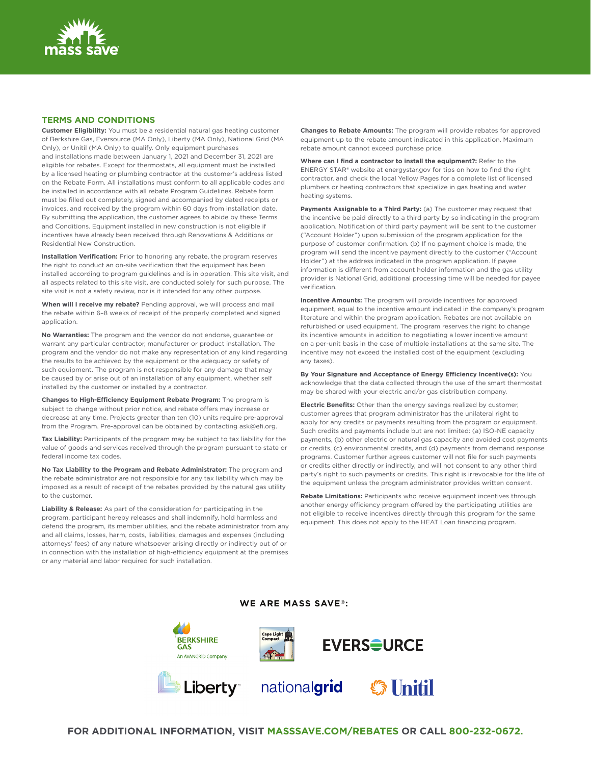## TERMS AND CONDITIONS

**Customer Eligibility:** You must be a residential natural gas heating customer of Berkshire Gas, Eversource (MA Only), Liberty (MA Only), National Grid (MA Only), or Unitil (MA Only) to qualify. Only equipment purchases and installations made between January 1, 2021 and December 31, 2021 are eligible for rebates. Except for thermostats, all equipment must be installed by a licensed heating or plumbing contractor at the customer's address listed on the Rebate Form. All installations must conform to all applicable codes and be installed in accordance with all rebate Program Guidelines. Rebate form must be filled out completely, signed and accompanied by dated receipts or invoices, and received by the program within 60 days from installation date. By submitting the application, the customer agrees to abide by these Terms and Conditions. Equipment installed in new construction is not eligible if incentives have already been received through Renovations & Additions or Residential New Construction.

**Installation Verification:** Prior to honoring any rebate, the program reserves the right to conduct an on-site verification that the equipment has been installed according to program guidelines and is in operation. This site visit, and all aspects related to this site visit, are conducted solely for such purpose. The site visit is not a safety review, nor is it intended for any other purpose.

**When will I receive my rebate?** Pending approval, we will process and mail the rebate within 6–8 weeks of receipt of the properly completed and signed application.

**No Warranties:** The program and the vendor do not endorse, guarantee or warrant any particular contractor, manufacturer or product installation. The program and the vendor do not make any representation of any kind regarding the results to be achieved by the equipment or the adequacy or safety of such equipment. The program is not responsible for any damage that may be caused by or arise out of an installation of any equipment, whether self installed by the customer or installed by a contractor.

**Changes to High-Efficiency Equipment Rebate Program:** The program is subject to change without prior notice, and rebate offers may increase or decrease at any time. Projects greater than ten (10) units require pre-approval from the Program. Pre-approval can be obtained by contacting ask@efi.org.

**Tax Liability:** Participants of the program may be subject to tax liability for the value of goods and services received through the program pursuant to state or federal income tax codes.

**No Tax Liability to the Program and Rebate Administrator:** The program and the rebate administrator are not responsible for any tax liability which may be imposed as a result of receipt of the rebates provided by the natural gas utility to the customer.

**Liability & Release:** As part of the consideration for participating in the program, participant hereby releases and shall indemnify, hold harmless and defend the program, its member utilities, and the rebate administrator from any and all claims, losses, harm, costs, liabilities, damages and expenses (including attorneys' fees) of any nature whatsoever arising directly or indirectly out of or in connection with the installation of high-efficiency equipment at the premises or any material and labor required for such installation.

**Changes to Rebate Amounts:** The program will provide rebates for approved equipment up to the rebate amount indicated in this application. Maximum rebate amount cannot exceed purchase price.

**Where can I find a contractor to install the equipment?:** Refer to the ENERGY STAR® website at energystar.gov for tips on how to find the right contractor, and check the local Yellow Pages for a complete list of licensed plumbers or heating contractors that specialize in gas heating and water heating systems.

**Payments Assignable to a Third Party:** (a) The customer may request that the incentive be paid directly to a third party by so indicating in the program application. Notification of third party payment will be sent to the customer ("Account Holder") upon submission of the program application for the purpose of customer confirmation. (b) If no payment choice is made, the program will send the incentive payment directly to the customer ("Account Holder") at the address indicated in the program application. If payee information is different from account holder information and the gas utility provider is National Grid, additional processing time will be needed for payee verification.

**Incentive Amounts:** The program will provide incentives for approved equipment, equal to the incentive amount indicated in the company's program literature and within the program application. Rebates are not available on refurbished or used equipment. The program reserves the right to change its incentive amounts in addition to negotiating a lower incentive amount on a per-unit basis in the case of multiple installations at the same site. The incentive may not exceed the installed cost of the equipment (excluding any taxes).

**By Your Signature and Acceptance of Energy Efficiency Incentive(s):** You acknowledge that the data collected through the use of the smart thermostat may be shared with your electric and/or gas distribution company.

**Electric Benefits:** Other than the energy savings realized by customer, customer agrees that program administrator has the unilateral right to apply for any credits or payments resulting from the program or equipment. Such credits and payments include but are not limited: (a) ISO-NE capacity payments, (b) other electric or natural gas capacity and avoided cost payments or credits, (c) environmental credits, and (d) payments from demand response programs. Customer further agrees customer will not file for such payments or credits either directly or indirectly, and will not consent to any other third party's right to such payments or credits. This right is irrevocable for the life of the equipment unless the program administrator provides written consent.

**Rebate Limitations:** Participants who receive equipment incentives through another energy efficiency program offered by the participating utilities are not eligible to receive incentives directly through this program for the same equipment. This does not apply to the HEAT Loan financing program.

**WE ARE MASS SAVE®:**

Berkshire Gas (An AVANGRID Company), Cape Light Compact, Eversource, Liberty, National Grid, Unitil

**FOR ADDITIONAL INFORMATION, VISIT MASSSAVE.COM/REBATES OR CALL 800-232-0672.**